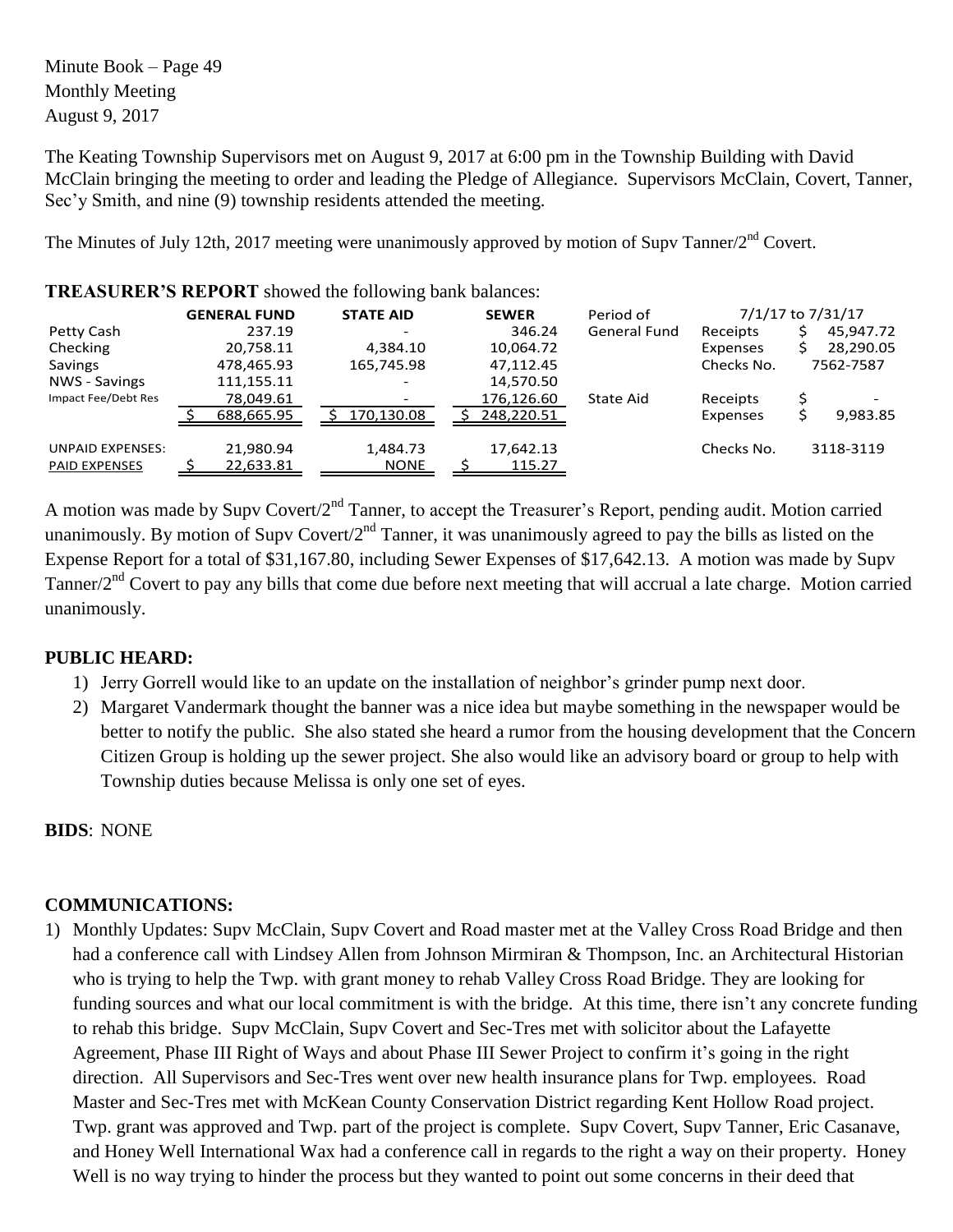Minute Book – Page 49
Monthly Meeting
August 9, 2017

The Keating Township Supervisors met on August 9, 2017 at 6:00 pm in the Township Building with David McClain bringing the meeting to order and leading the Pledge of Allegiance. Supervisors McClain, Covert, Tanner, Sec'y Smith, and nine (9) township residents attended the meeting.

The Minutes of July 12th, 2017 meeting were unanimously approved by motion of Supv Tanner/2nd Covert.

**TREASURER'S REPORT** showed the following bank balances:

| | GENERAL FUND | STATE AID | SEWER | Period of | 7/1/17 to 7/31/17 | |
|---|---|---|---|---|---|---|
| Petty Cash | 237.19 | - | 346.24 | General Fund | Receipts | $ 45,947.72 |
| Checking | 20,758.11 | 4,384.10 | 10,064.72 | | Expenses | $ 28,290.05 |
| Savings | 478,465.93 | 165,745.98 | 47,112.45 | | Checks No. | 7562-7587 |
| NWS - Savings | 111,155.11 | - | 14,570.50 | | | |
| Impact Fee/Debt Res | 78,049.61 | - | 176,126.60 | State Aid | Receipts | $ - |
| | $ 688,665.95 | $ 170,130.08 | $ 248,220.51 | | Expenses | $ 9,983.85 |
| UNPAID EXPENSES: | 21,980.94 | 1,484.73 | 17,642.13 | | Checks No. | 3118-3119 |
| PAID EXPENSES | $ 22,633.81 | NONE | $ 115.27 | | | |

A motion was made by Supv Covert/2nd Tanner, to accept the Treasurer's Report, pending audit. Motion carried unanimously. By motion of Supv Covert/2nd Tanner, it was unanimously agreed to pay the bills as listed on the Expense Report for a total of $31,167.80, including Sewer Expenses of $17,642.13. A motion was made by Supv Tanner/2nd Covert to pay any bills that come due before next meeting that will accrual a late charge. Motion carried unanimously.

**PUBLIC HEARD:**

1) Jerry Gorrell would like to an update on the installation of neighbor's grinder pump next door.
2) Margaret Vandermark thought the banner was a nice idea but maybe something in the newspaper would be better to notify the public. She also stated she heard a rumor from the housing development that the Concern Citizen Group is holding up the sewer project. She also would like an advisory board or group to help with Township duties because Melissa is only one set of eyes.

**BIDS**: NONE

**COMMUNICATIONS:**

1) Monthly Updates: Supv McClain, Supv Covert and Road master met at the Valley Cross Road Bridge and then had a conference call with Lindsey Allen from Johnson Mirmiran & Thompson, Inc. an Architectural Historian who is trying to help the Twp. with grant money to rehab Valley Cross Road Bridge. They are looking for funding sources and what our local commitment is with the bridge. At this time, there isn't any concrete funding to rehab this bridge. Supv McClain, Supv Covert and Sec-Tres met with solicitor about the Lafayette Agreement, Phase III Right of Ways and about Phase III Sewer Project to confirm it's going in the right direction. All Supervisors and Sec-Tres went over new health insurance plans for Twp. employees. Road Master and Sec-Tres met with McKean County Conservation District regarding Kent Hollow Road project. Twp. grant was approved and Twp. part of the project is complete. Supv Covert, Supv Tanner, Eric Casanave, and Honey Well International Wax had a conference call in regards to the right a way on their property. Honey Well is no way trying to hinder the process but they wanted to point out some concerns in their deed that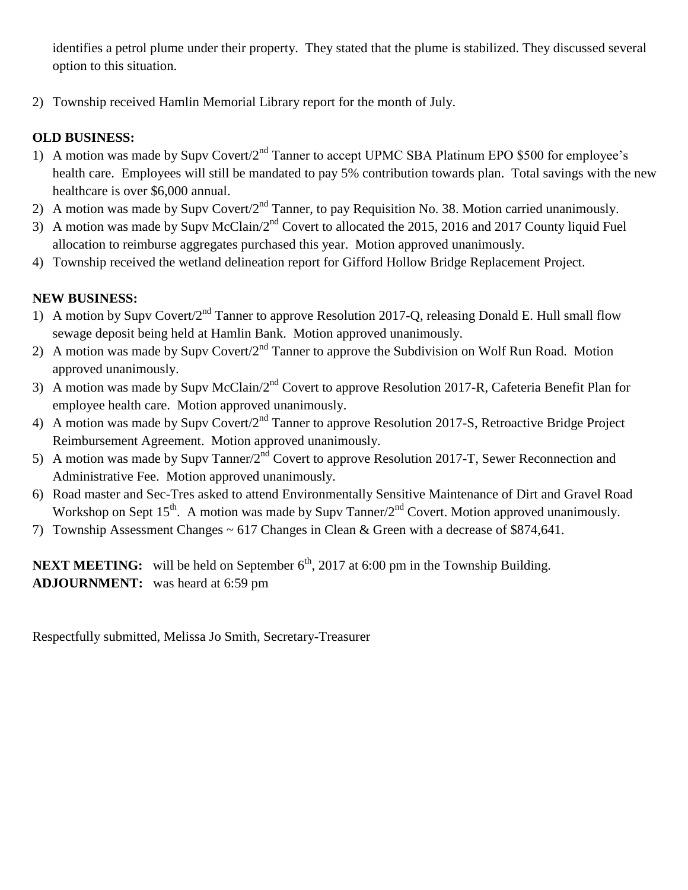identifies a petrol plume under their property. They stated that the plume is stabilized. They discussed several option to this situation.

2) Township received Hamlin Memorial Library report for the month of July.

**OLD BUSINESS:**

1) A motion was made by Supv Covert/2nd Tanner to accept UPMC SBA Platinum EPO \$500 for employee's health care. Employees will still be mandated to pay 5% contribution towards plan. Total savings with the new healthcare is over \$6,000 annual.
2) A motion was made by Supv Covert/2nd Tanner, to pay Requisition No. 38. Motion carried unanimously.
3) A motion was made by Supv McClain/2nd Covert to allocated the 2015, 2016 and 2017 County liquid Fuel allocation to reimburse aggregates purchased this year. Motion approved unanimously.
4) Township received the wetland delineation report for Gifford Hollow Bridge Replacement Project.

**NEW BUSINESS:**

1) A motion by Supv Covert/2nd Tanner to approve Resolution 2017-Q, releasing Donald E. Hull small flow sewage deposit being held at Hamlin Bank. Motion approved unanimously.
2) A motion was made by Supv Covert/2nd Tanner to approve the Subdivision on Wolf Run Road. Motion approved unanimously.
3) A motion was made by Supv McClain/2nd Covert to approve Resolution 2017-R, Cafeteria Benefit Plan for employee health care. Motion approved unanimously.
4) A motion was made by Supv Covert/2nd Tanner to approve Resolution 2017-S, Retroactive Bridge Project Reimbursement Agreement. Motion approved unanimously.
5) A motion was made by Supv Tanner/2nd Covert to approve Resolution 2017-T, Sewer Reconnection and Administrative Fee. Motion approved unanimously.
6) Road master and Sec-Tres asked to attend Environmentally Sensitive Maintenance of Dirt and Gravel Road Workshop on Sept 15th. A motion was made by Supv Tanner/2nd Covert. Motion approved unanimously.
7) Township Assessment Changes ~ 617 Changes in Clean & Green with a decrease of \$874,641.

**NEXT MEETING:** will be held on September 6th, 2017 at 6:00 pm in the Township Building.
**ADJOURNMENT:** was heard at 6:59 pm

Respectfully submitted, Melissa Jo Smith, Secretary-Treasurer